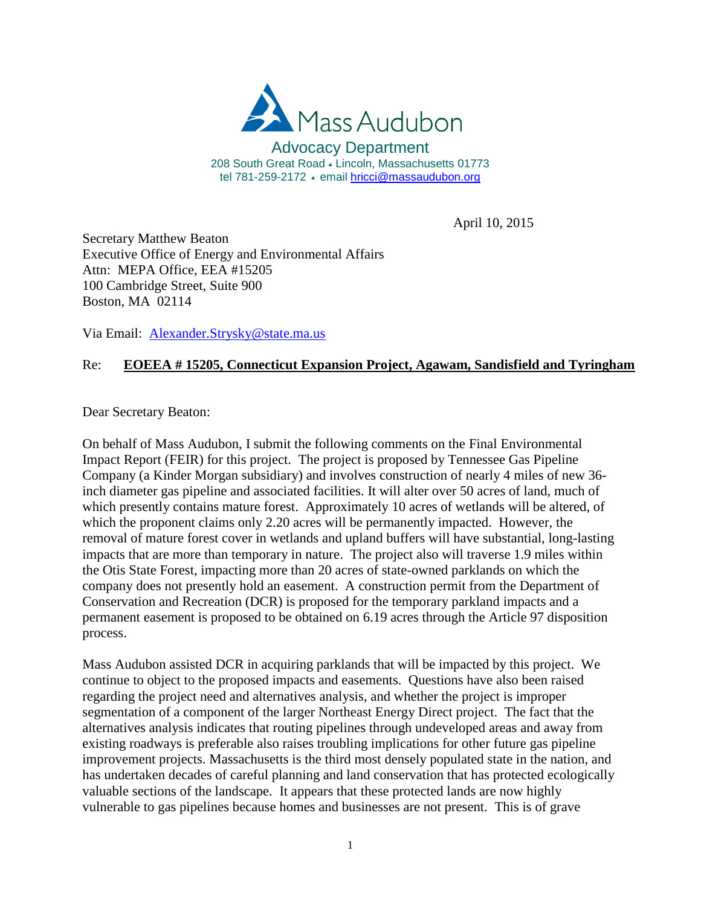Mass Audubon

Advocacy Department
208 South Great Road ▲ Lincoln, Massachusetts 01773
tel 781-259-2172 ▲ email hricci@massaudubon.org

April 10, 2015

Secretary Matthew Beaton
Executive Office of Energy and Environmental Affairs
Attn: MEPA Office, EEA #15205
100 Cambridge Street, Suite 900
Boston, MA 02114

Via Email: Alexander.Strysky@state.ma.us

Re: **EOEEA # 15205, Connecticut Expansion Project, Agawam, Sandisfield and Tyringham**

Dear Secretary Beaton:

On behalf of Mass Audubon, I submit the following comments on the Final Environmental Impact Report (FEIR) for this project. The project is proposed by Tennessee Gas Pipeline Company (a Kinder Morgan subsidiary) and involves construction of nearly 4 miles of new 36-inch diameter gas pipeline and associated facilities. It will alter over 50 acres of land, much of which presently contains mature forest. Approximately 10 acres of wetlands will be altered, of which the proponent claims only 2.20 acres will be permanently impacted. However, the removal of mature forest cover in wetlands and upland buffers will have substantial, long-lasting impacts that are more than temporary in nature. The project also will traverse 1.9 miles within the Otis State Forest, impacting more than 20 acres of state-owned parklands on which the company does not presently hold an easement. A construction permit from the Department of Conservation and Recreation (DCR) is proposed for the temporary parkland impacts and a permanent easement is proposed to be obtained on 6.19 acres through the Article 97 disposition process.

Mass Audubon assisted DCR in acquiring parklands that will be impacted by this project. We continue to object to the proposed impacts and easements. Questions have also been raised regarding the project need and alternatives analysis, and whether the project is improper segmentation of a component of the larger Northeast Energy Direct project. The fact that the alternatives analysis indicates that routing pipelines through undeveloped areas and away from existing roadways is preferable also raises troubling implications for other future gas pipeline improvement projects. Massachusetts is the third most densely populated state in the nation, and has undertaken decades of careful planning and land conservation that has protected ecologically valuable sections of the landscape. It appears that these protected lands are now highly vulnerable to gas pipelines because homes and businesses are not present. This is of grave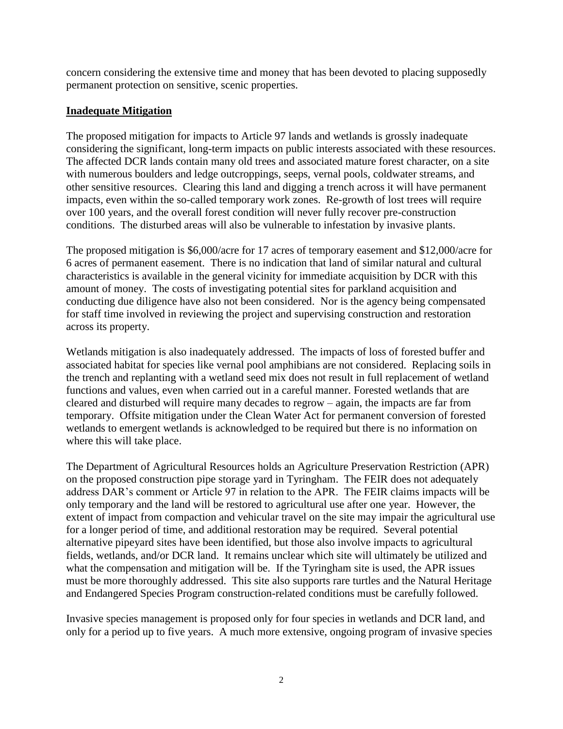concern considering the extensive time and money that has been devoted to placing supposedly permanent protection on sensitive, scenic properties.

**Inadequate Mitigation**

The proposed mitigation for impacts to Article 97 lands and wetlands is grossly inadequate considering the significant, long-term impacts on public interests associated with these resources. The affected DCR lands contain many old trees and associated mature forest character, on a site with numerous boulders and ledge outcroppings, seeps, vernal pools, coldwater streams, and other sensitive resources. Clearing this land and digging a trench across it will have permanent impacts, even within the so-called temporary work zones. Re-growth of lost trees will require over 100 years, and the overall forest condition will never fully recover pre-construction conditions. The disturbed areas will also be vulnerable to infestation by invasive plants.

The proposed mitigation is $6,000/acre for 17 acres of temporary easement and $12,000/acre for 6 acres of permanent easement. There is no indication that land of similar natural and cultural characteristics is available in the general vicinity for immediate acquisition by DCR with this amount of money. The costs of investigating potential sites for parkland acquisition and conducting due diligence have also not been considered. Nor is the agency being compensated for staff time involved in reviewing the project and supervising construction and restoration across its property.

Wetlands mitigation is also inadequately addressed. The impacts of loss of forested buffer and associated habitat for species like vernal pool amphibians are not considered. Replacing soils in the trench and replanting with a wetland seed mix does not result in full replacement of wetland functions and values, even when carried out in a careful manner. Forested wetlands that are cleared and disturbed will require many decades to regrow – again, the impacts are far from temporary. Offsite mitigation under the Clean Water Act for permanent conversion of forested wetlands to emergent wetlands is acknowledged to be required but there is no information on where this will take place.

The Department of Agricultural Resources holds an Agriculture Preservation Restriction (APR) on the proposed construction pipe storage yard in Tyringham. The FEIR does not adequately address DAR's comment or Article 97 in relation to the APR. The FEIR claims impacts will be only temporary and the land will be restored to agricultural use after one year. However, the extent of impact from compaction and vehicular travel on the site may impair the agricultural use for a longer period of time, and additional restoration may be required. Several potential alternative pipeyard sites have been identified, but those also involve impacts to agricultural fields, wetlands, and/or DCR land. It remains unclear which site will ultimately be utilized and what the compensation and mitigation will be. If the Tyringham site is used, the APR issues must be more thoroughly addressed. This site also supports rare turtles and the Natural Heritage and Endangered Species Program construction-related conditions must be carefully followed.

Invasive species management is proposed only for four species in wetlands and DCR land, and only for a period up to five years. A much more extensive, ongoing program of invasive species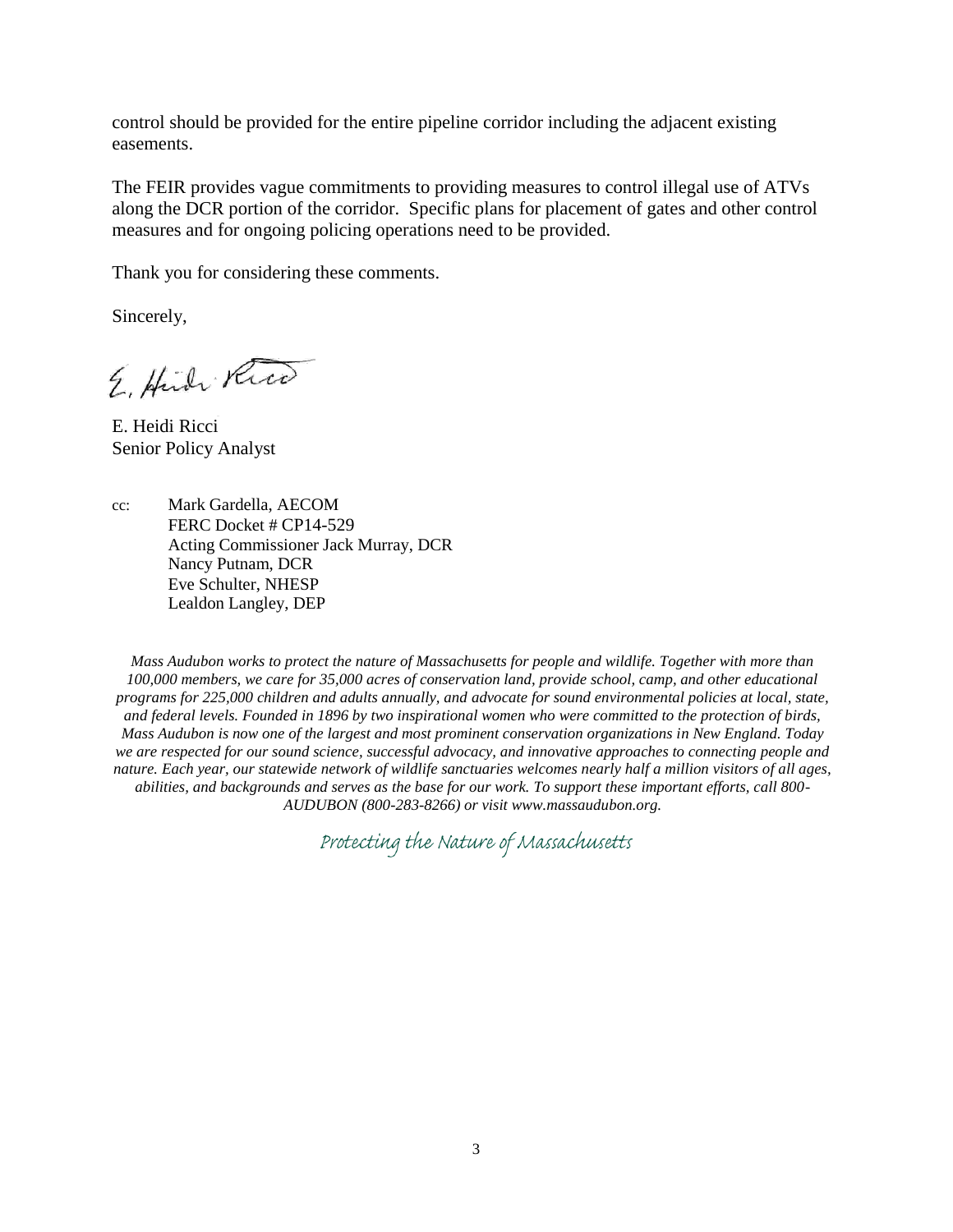control should be provided for the entire pipeline corridor including the adjacent existing easements.

The FEIR provides vague commitments to providing measures to control illegal use of ATVs along the DCR portion of the corridor. Specific plans for placement of gates and other control measures and for ongoing policing operations need to be provided.

Thank you for considering these comments.

Sincerely,

E. Heidi Ricci

E. Heidi Ricci
Senior Policy Analyst

cc: Mark Gardella, AECOM
FERC Docket # CP14-529
Acting Commissioner Jack Murray, DCR
Nancy Putnam, DCR
Eve Schulter, NHESP
Lealdon Langley, DEP

*Mass Audubon works to protect the nature of Massachusetts for people and wildlife. Together with more than 100,000 members, we care for 35,000 acres of conservation land, provide school, camp, and other educational programs for 225,000 children and adults annually, and advocate for sound environmental policies at local, state, and federal levels. Founded in 1896 by two inspirational women who were committed to the protection of birds, Mass Audubon is now one of the largest and most prominent conservation organizations in New England. Today we are respected for our sound science, successful advocacy, and innovative approaches to connecting people and nature. Each year, our statewide network of wildlife sanctuaries welcomes nearly half a million visitors of all ages, abilities, and backgrounds and serves as the base for our work. To support these important efforts, call 800-AUDUBON (800-283-8266) or visit www.massaudubon.org.*

*Protecting the Nature of Massachusetts*